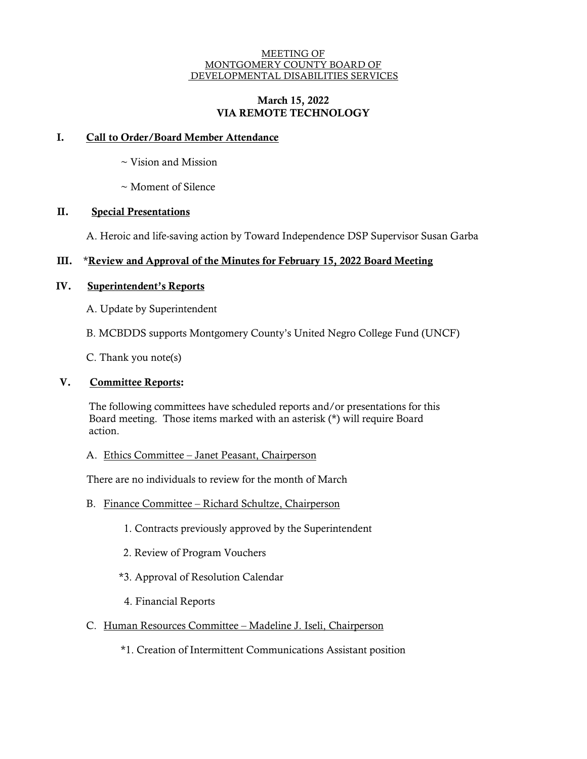MEETING OF
MONTGOMERY COUNTY BOARD OF
DEVELOPMENTAL DISABILITIES SERVICES

**March 15, 2022**
**VIA REMOTE TECHNOLOGY**

## I. Call to Order/Board Member Attendance

~ Vision and Mission

~ Moment of Silence

## II. Special Presentations

A. Heroic and life-saving action by Toward Independence DSP Supervisor Susan Garba

## III. *Review and Approval of the Minutes for February 15, 2022 Board Meeting

## IV. Superintendent's Reports

A. Update by Superintendent

B. MCBDDS supports Montgomery County's United Negro College Fund (UNCF)

C. Thank you note(s)

## V. Committee Reports:

The following committees have scheduled reports and/or presentations for this Board meeting. Those items marked with an asterisk (*) will require Board action.

A. Ethics Committee – Janet Peasant, Chairperson

There are no individuals to review for the month of March

B. Finance Committee – Richard Schultze, Chairperson

1. Contracts previously approved by the Superintendent

2. Review of Program Vouchers

*3. Approval of Resolution Calendar

4. Financial Reports

C. Human Resources Committee – Madeline J. Iseli, Chairperson

*1. Creation of Intermittent Communications Assistant position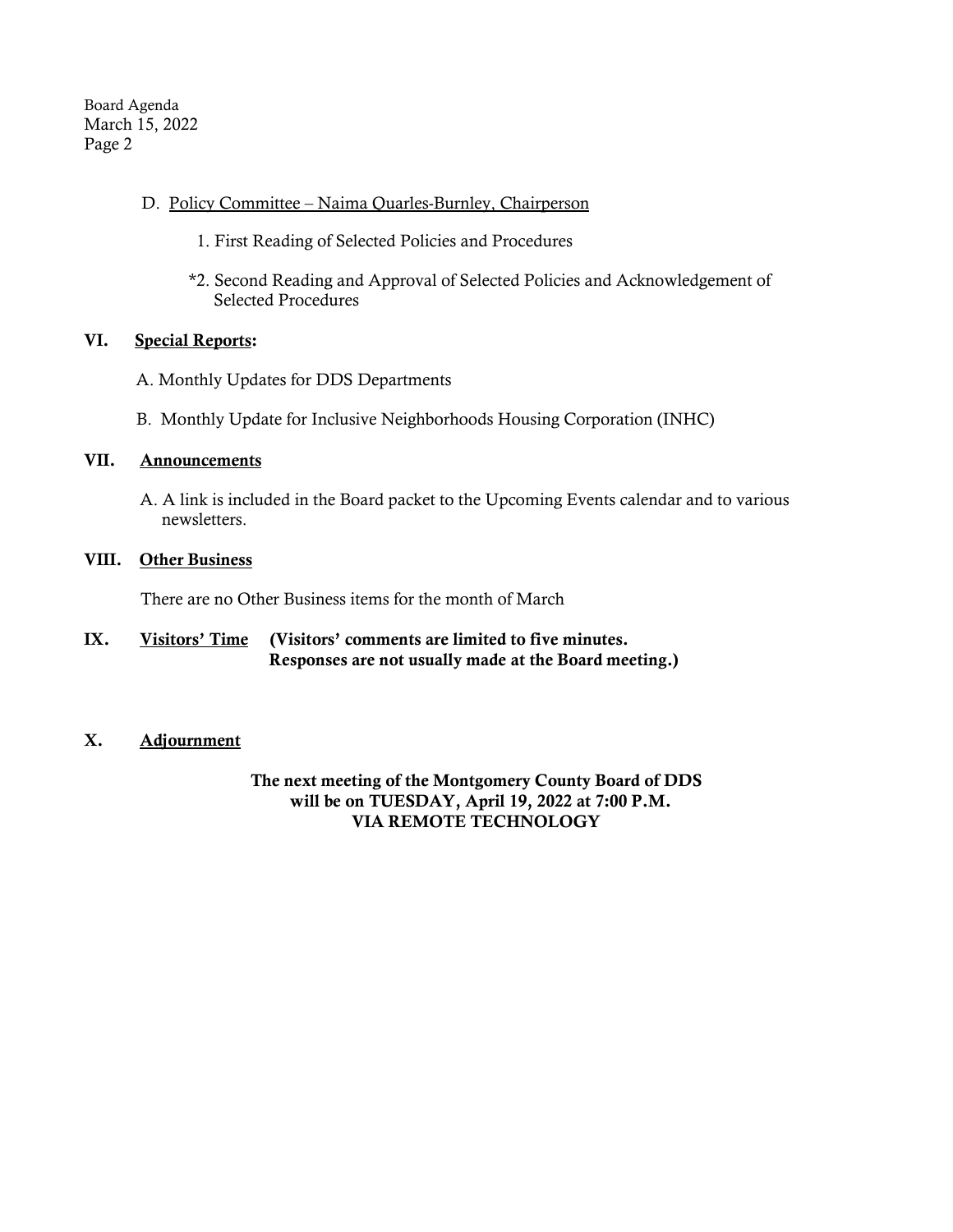D. Policy Committee – Naima Quarles-Burnley, Chairperson

1. First Reading of Selected Policies and Procedures

*2. Second Reading and Approval of Selected Policies and Acknowledgement of Selected Procedures

## VI. Special Reports:

A. Monthly Updates for DDS Departments

B. Monthly Update for Inclusive Neighborhoods Housing Corporation (INHC)

## VII. Announcements

A. A link is included in the Board packet to the Upcoming Events calendar and to various newsletters.

## VIII. Other Business

There are no Other Business items for the month of March

## IX. Visitors' Time **(Visitors' comments are limited to five minutes. Responses are not usually made at the Board meeting.)**

## X. Adjournment

**The next meeting of the Montgomery County Board of DDS will be on TUESDAY, April 19, 2022 at 7:00 P.M. VIA REMOTE TECHNOLOGY**